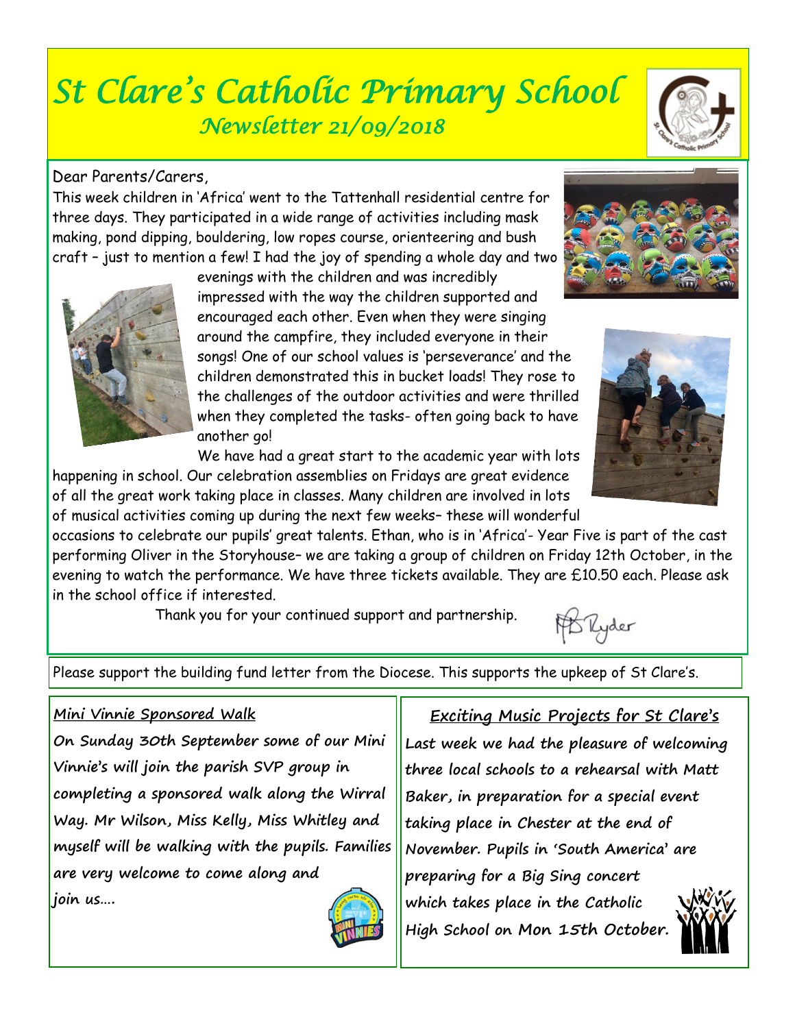# St Clare's Catholic Primary School

## Newsletter 21/09/2018

Dear Parents/Carers,

This week children in 'Africa' went to the Tattenhall residential centre for three days. They participated in a wide range of activities including mask making, pond dipping, bouldering, low ropes course, orienteering and bush craft – just to mention a few! I had the joy of spending a whole day and two evenings with the children and was incredibly impressed with the way the children supported and encouraged each other. Even when they were singing around the campfire, they included everyone in their songs! One of our school values is 'perseverance' and the children demonstrated this in bucket loads! They rose to the challenges of the outdoor activities and were thrilled when they completed the tasks- often going back to have another go!

We have had a great start to the academic year with lots happening in school. Our celebration assemblies on Fridays are great evidence of all the great work taking place in classes. Many children are involved in lots of musical activities coming up during the next few weeks– these will wonderful occasions to celebrate our pupils' great talents. Ethan, who is in 'Africa'- Year Five is part of the cast performing Oliver in the Storyhouse– we are taking a group of children on Friday 12th October, in the evening to watch the performance. We have three tickets available. They are £10.50 each. Please ask in the school office if interested.

Thank you for your continued support and partnership.

MB Ryder

Please support the building fund letter from the Diocese. This supports the upkeep of St Clare's.

### Mini Vinnie Sponsored Walk

On Sunday 30th September some of our Mini Vinnie's will join the parish SVP group in completing a sponsored walk along the Wirral Way. Mr Wilson, Miss Kelly, Miss Whitley and myself will be walking with the pupils. Families are very welcome to come along and join us….

### Exciting Music Projects for St Clare's

Last week we had the pleasure of welcoming three local schools to a rehearsal with Matt Baker, in preparation for a special event taking place in Chester at the end of November. Pupils in 'South America' are preparing for a Big Sing concert which takes place in the Catholic High School on Mon 15th October.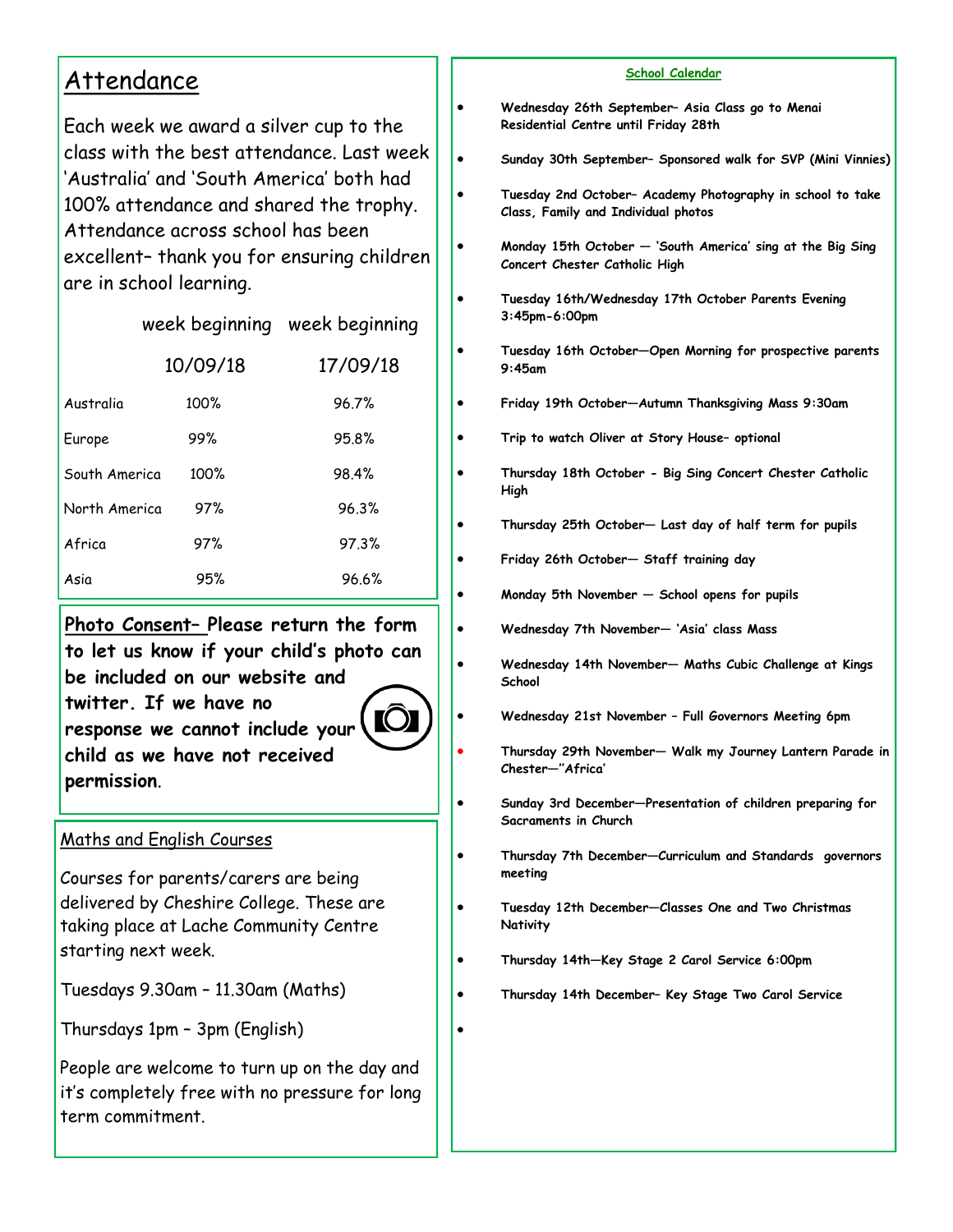## Attendance

Each week we award a silver cup to the class with the best attendance. Last week 'Australia' and 'South America' both had 100% attendance and shared the trophy. Attendance across school has been excellent– thank you for ensuring children are in school learning.

| | week beginning 10/09/18 | week beginning 17/09/18 |
|---|---|---|
| Australia | 100% | 96.7% |
| Europe | 99% | 95.8% |
| South America | 100% | 98.4% |
| North America | 97% | 96.3% |
| Africa | 97% | 97.3% |
| Asia | 95% | 96.6% |

**Photo Consent– Please return the form to let us know if your child's photo can be included on our website and twitter. If we have no response we cannot include your child as we have not received permission.**

### Maths and English Courses

Courses for parents/carers are being delivered by Cheshire College. These are taking place at Lache Community Centre starting next week.

Tuesdays 9.30am – 11.30am (Maths)

Thursdays 1pm – 3pm (English)

People are welcome to turn up on the day and it's completely free with no pressure for long term commitment.

### School Calendar

- **Wednesday 26th September– Asia Class go to Menai Residential Centre until Friday 28th**
- **Sunday 30th September– Sponsored walk for SVP (Mini Vinnies)**
- **Tuesday 2nd October– Academy Photography in school to take Class, Family and Individual photos**
- **Monday 15th October — 'South America' sing at the Big Sing Concert Chester Catholic High**
- **Tuesday 16th/Wednesday 17th October Parents Evening 3:45pm-6:00pm**
- **Tuesday 16th October—Open Morning for prospective parents 9:45am**
- **Friday 19th October—Autumn Thanksgiving Mass 9:30am**
- **Trip to watch Oliver at Story House– optional**
- **Thursday 18th October - Big Sing Concert Chester Catholic High**
- **Thursday 25th October— Last day of half term for pupils**
- **Friday 26th October— Staff training day**
- **Monday 5th November — School opens for pupils**
- **Wednesday 7th November— 'Asia' class Mass**
- **Wednesday 14th November— Maths Cubic Challenge at Kings School**
- **Wednesday 21st November – Full Governors Meeting 6pm**
- **Thursday 29th November— Walk my Journey Lantern Parade in Chester—"Africa'**
- **Sunday 3rd December—Presentation of children preparing for Sacraments in Church**
- **Thursday 7th December—Curriculum and Standards governors meeting**
- **Tuesday 12th December—Classes One and Two Christmas Nativity**
- **Thursday 14th—Key Stage 2 Carol Service 6:00pm**
- **Thursday 14th December– Key Stage Two Carol Service**